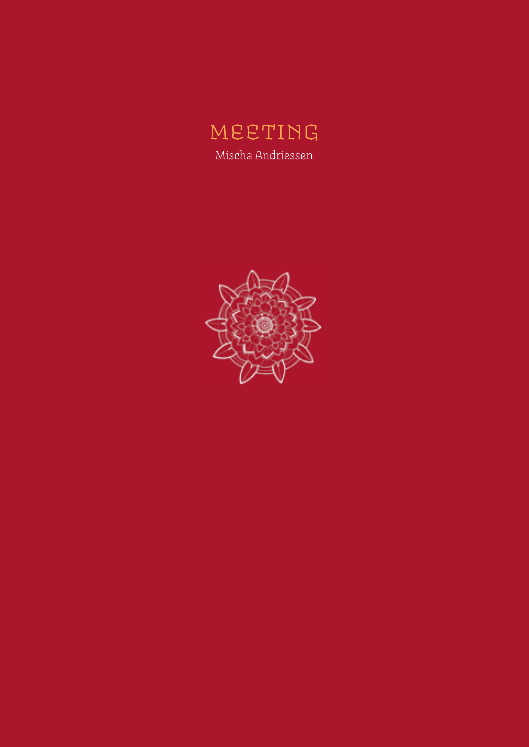# MEETING

Mischa Andriessen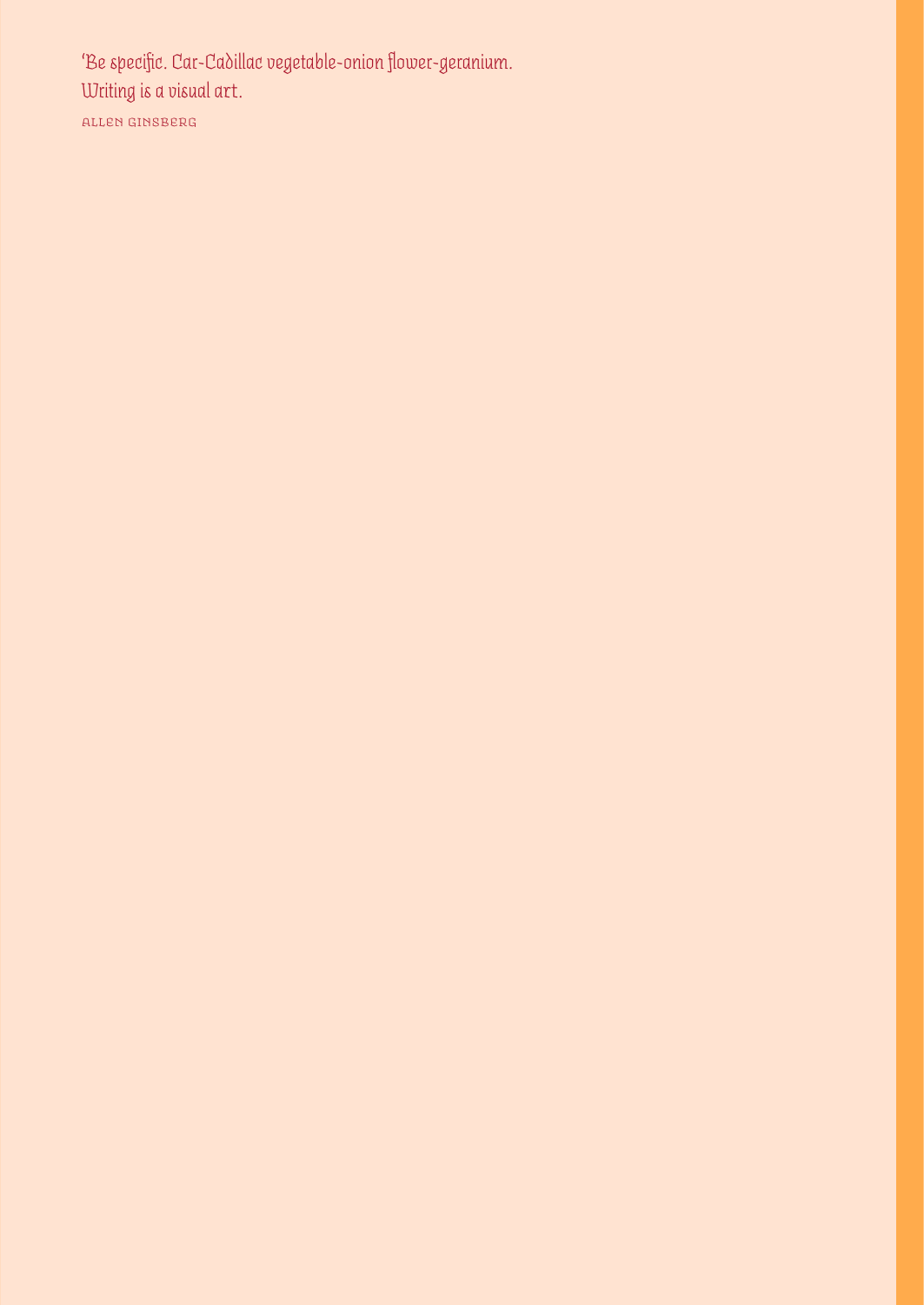'Be specific. Car-Cadillac vegetable-onion flower-geranium.
Writing is a visual art.

ALLEN GINSBERG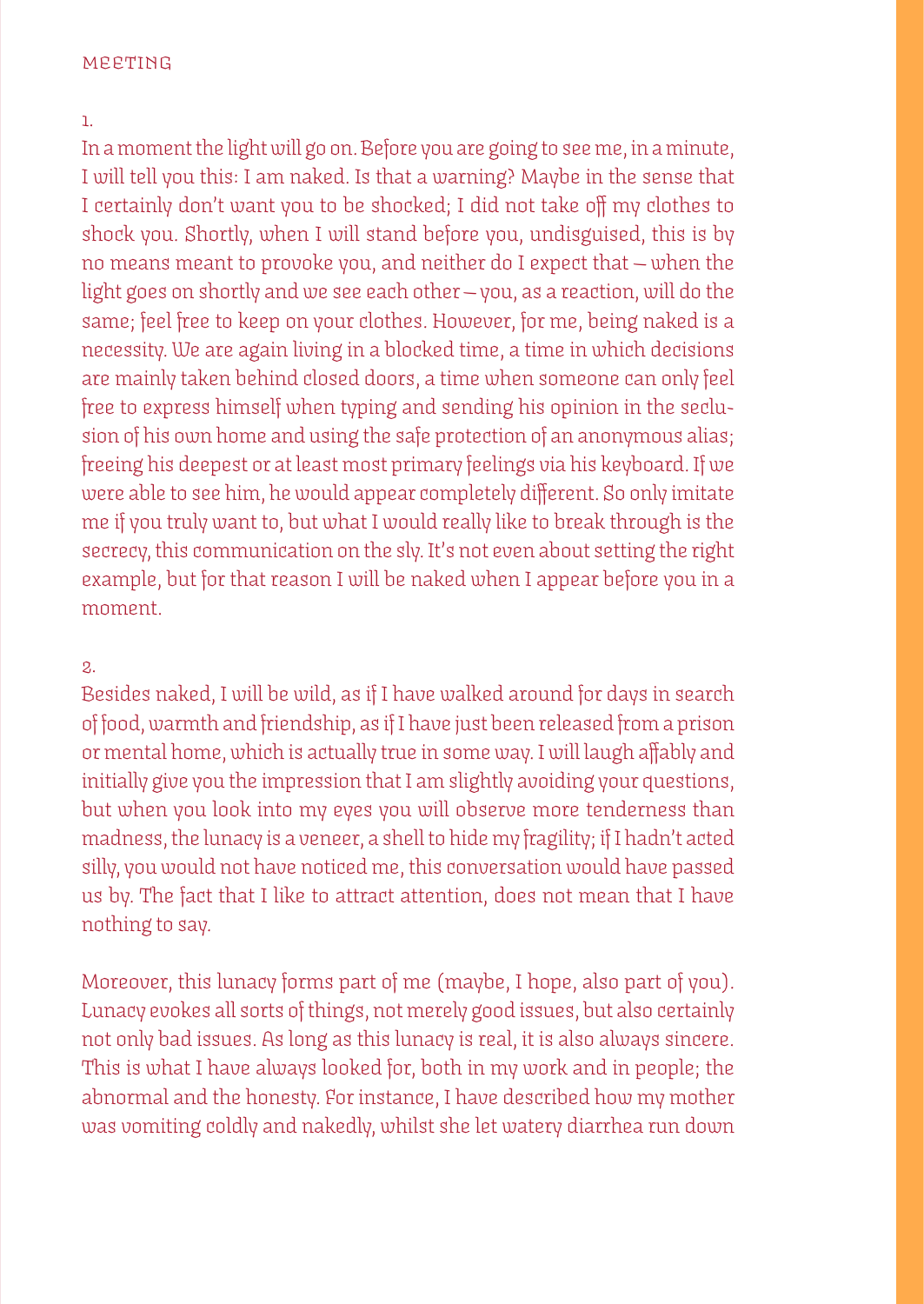# MEETING

1.

In a moment the light will go on. Before you are going to see me, in a minute, I will tell you this: I am naked. Is that a warning? Maybe in the sense that I certainly don't want you to be shocked; I did not take off my clothes to shock you. Shortly, when I will stand before you, undisguised, this is by no means meant to provoke you, and neither do I expect that – when the light goes on shortly and we see each other – you, as a reaction, will do the same; feel free to keep on your clothes. However, for me, being naked is a necessity. We are again living in a blocked time, a time in which decisions are mainly taken behind closed doors, a time when someone can only feel free to express himself when typing and sending his opinion in the seclusion of his own home and using the safe protection of an anonymous alias; freeing his deepest or at least most primary feelings via his keyboard. If we were able to see him, he would appear completely different. So only imitate me if you truly want to, but what I would really like to break through is the secrecy, this communication on the sly. It's not even about setting the right example, but for that reason I will be naked when I appear before you in a moment.

2.

Besides naked, I will be wild, as if I have walked around for days in search of food, warmth and friendship, as if I have just been released from a prison or mental home, which is actually true in some way. I will laugh affably and initially give you the impression that I am slightly avoiding your questions, but when you look into my eyes you will observe more tenderness than madness, the lunacy is a veneer, a shell to hide my fragility; if I hadn't acted silly, you would not have noticed me, this conversation would have passed us by. The fact that I like to attract attention, does not mean that I have nothing to say.

Moreover, this lunacy forms part of me (maybe, I hope, also part of you). Lunacy evokes all sorts of things, not merely good issues, but also certainly not only bad issues. As long as this lunacy is real, it is also always sincere. This is what I have always looked for, both in my work and in people; the abnormal and the honesty. For instance, I have described how my mother was vomiting coldly and nakedly, whilst she let watery diarrhea run down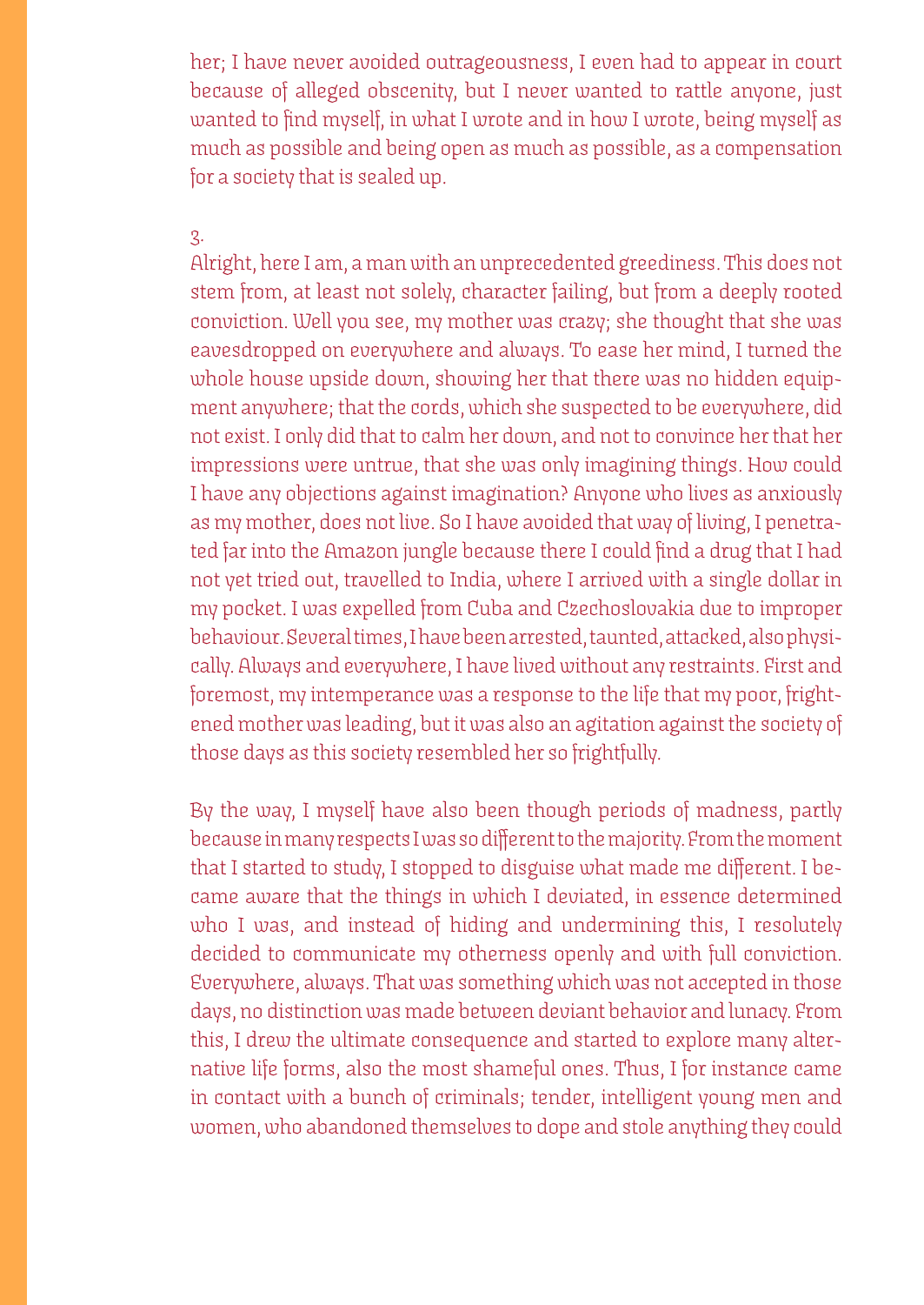her; I have never avoided outrageousness, I even had to appear in court because of alleged obscenity, but I never wanted to rattle anyone, just wanted to find myself, in what I wrote and in how I wrote, being myself as much as possible and being open as much as possible, as a compensation for a society that is sealed up.

3.

Alright, here I am, a man with an unprecedented greediness. This does not stem from, at least not solely, character failing, but from a deeply rooted conviction. Well you see, my mother was crazy; she thought that she was eavesdropped on everywhere and always. To ease her mind, I turned the whole house upside down, showing her that there was no hidden equipment anywhere; that the cords, which she suspected to be everywhere, did not exist. I only did that to calm her down, and not to convince her that her impressions were untrue, that she was only imagining things. How could I have any objections against imagination? Anyone who lives as anxiously as my mother, does not live. So I have avoided that way of living, I penetrated far into the Amazon jungle because there I could find a drug that I had not yet tried out, travelled to India, where I arrived with a single dollar in my pocket. I was expelled from Cuba and Czechoslovakia due to improper behaviour. Several times, I have been arrested, taunted, attacked, also physically. Always and everywhere, I have lived without any restraints. First and foremost, my intemperance was a response to the life that my poor, frightened mother was leading, but it was also an agitation against the society of those days as this society resembled her so frightfully.

By the way, I myself have also been though periods of madness, partly because in many respects I was so different to the majority. From the moment that I started to study, I stopped to disguise what made me different. I became aware that the things in which I deviated, in essence determined who I was, and instead of hiding and undermining this, I resolutely decided to communicate my otherness openly and with full conviction. Everywhere, always. That was something which was not accepted in those days, no distinction was made between deviant behavior and lunacy. From this, I drew the ultimate consequence and started to explore many alternative life forms, also the most shameful ones. Thus, I for instance came in contact with a bunch of criminals; tender, intelligent young men and women, who abandoned themselves to dope and stole anything they could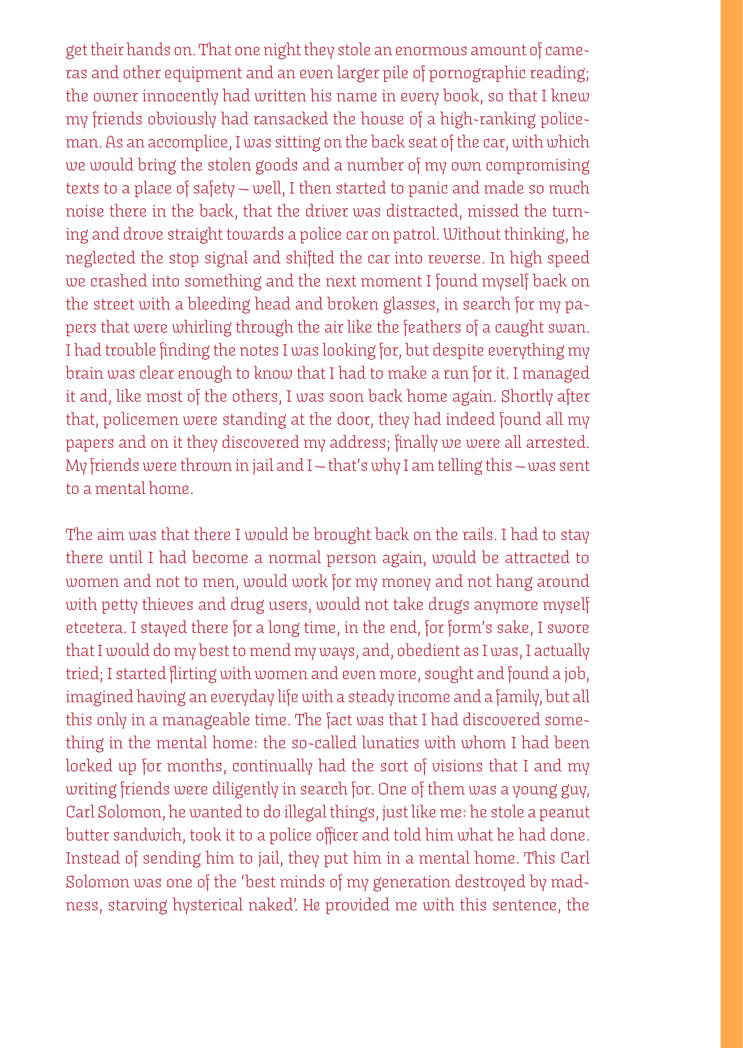get their hands on. That one night they stole an enormous amount of cameras and other equipment and an even larger pile of pornographic reading; the owner innocently had written his name in every book, so that I knew my friends obviously had ransacked the house of a high-ranking policeman. As an accomplice, I was sitting on the back seat of the car, with which we would bring the stolen goods and a number of my own compromising texts to a place of safety – well, I then started to panic and made so much noise there in the back, that the driver was distracted, missed the turning and drove straight towards a police car on patrol. Without thinking, he neglected the stop signal and shifted the car into reverse. In high speed we crashed into something and the next moment I found myself back on the street with a bleeding head and broken glasses, in search for my papers that were whirling through the air like the feathers of a caught swan. I had trouble finding the notes I was looking for, but despite everything my brain was clear enough to know that I had to make a run for it. I managed it and, like most of the others, I was soon back home again. Shortly after that, policemen were standing at the door, they had indeed found all my papers and on it they discovered my address; finally we were all arrested. My friends were thrown in jail and I – that's why I am telling this – was sent to a mental home.

The aim was that there I would be brought back on the rails. I had to stay there until I had become a normal person again, would be attracted to women and not to men, would work for my money and not hang around with petty thieves and drug users, would not take drugs anymore myself etcetera. I stayed there for a long time, in the end, for form's sake, I swore that I would do my best to mend my ways, and, obedient as I was, I actually tried; I started flirting with women and even more, sought and found a job, imagined having an everyday life with a steady income and a family, but all this only in a manageable time. The fact was that I had discovered something in the mental home: the so-called lunatics with whom I had been locked up for months, continually had the sort of visions that I and my writing friends were diligently in search for. One of them was a young guy, Carl Solomon, he wanted to do illegal things, just like me: he stole a peanut butter sandwich, took it to a police officer and told him what he had done. Instead of sending him to jail, they put him in a mental home. This Carl Solomon was one of the 'best minds of my generation destroyed by madness, starving hysterical naked'. He provided me with this sentence, the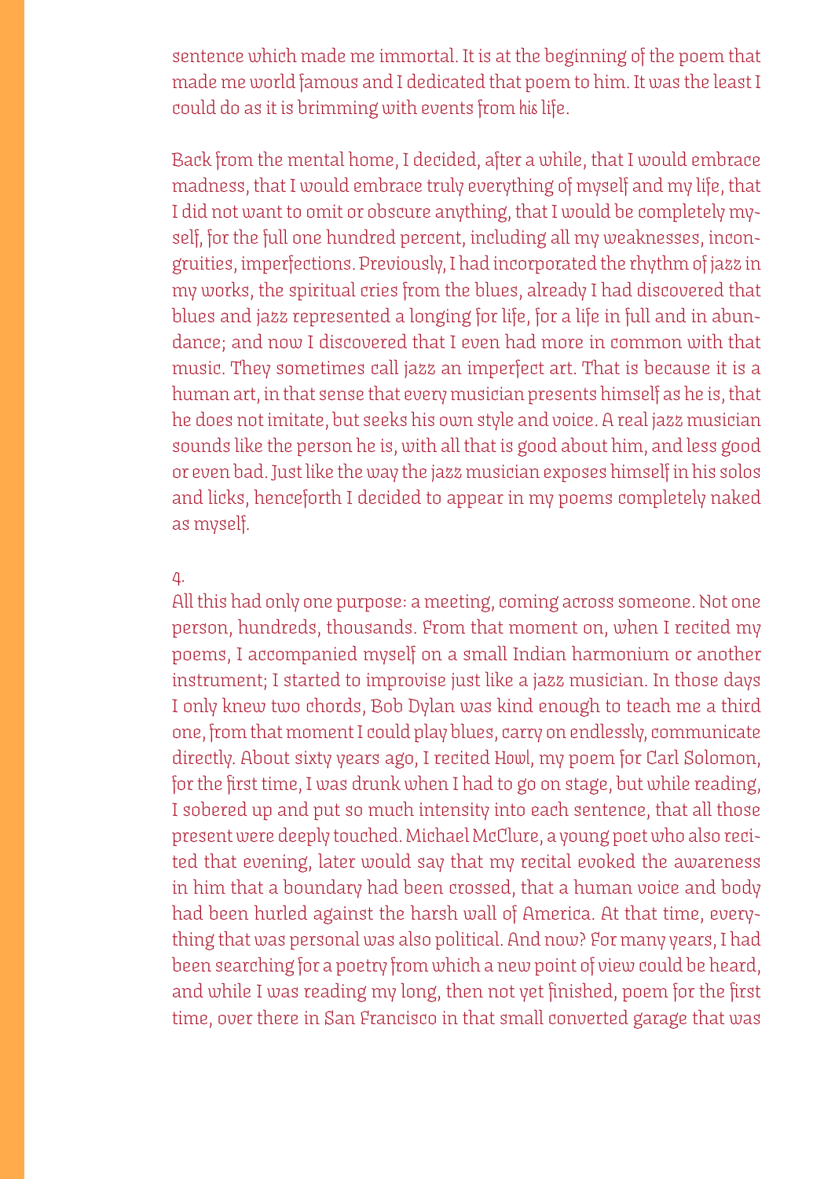sentence which made me immortal. It is at the beginning of the poem that made me world famous and I dedicated that poem to him. It was the least I could do as it is brimming with events from his life.

Back from the mental home, I decided, after a while, that I would embrace madness, that I would embrace truly everything of myself and my life, that I did not want to omit or obscure anything, that I would be completely myself, for the full one hundred percent, including all my weaknesses, incongruities, imperfections. Previously, I had incorporated the rhythm of jazz in my works, the spiritual cries from the blues, already I had discovered that blues and jazz represented a longing for life, for a life in full and in abundance; and now I discovered that I even had more in common with that music. They sometimes call jazz an imperfect art. That is because it is a human art, in that sense that every musician presents himself as he is, that he does not imitate, but seeks his own style and voice. A real jazz musician sounds like the person he is, with all that is good about him, and less good or even bad. Just like the way the jazz musician exposes himself in his solos and licks, henceforth I decided to appear in my poems completely naked as myself.

4.

All this had only one purpose: a meeting, coming across someone. Not one person, hundreds, thousands. From that moment on, when I recited my poems, I accompanied myself on a small Indian harmonium or another instrument; I started to improvise just like a jazz musician. In those days I only knew two chords, Bob Dylan was kind enough to teach me a third one, from that moment I could play blues, carry on endlessly, communicate directly. About sixty years ago, I recited Howl, my poem for Carl Solomon, for the first time, I was drunk when I had to go on stage, but while reading, I sobered up and put so much intensity into each sentence, that all those present were deeply touched. Michael McClure, a young poet who also recited that evening, later would say that my recital evoked the awareness in him that a boundary had been crossed, that a human voice and body had been hurled against the harsh wall of America. At that time, everything that was personal was also political. And now? For many years, I had been searching for a poetry from which a new point of view could be heard, and while I was reading my long, then not yet finished, poem for the first time, over there in San Francisco in that small converted garage that was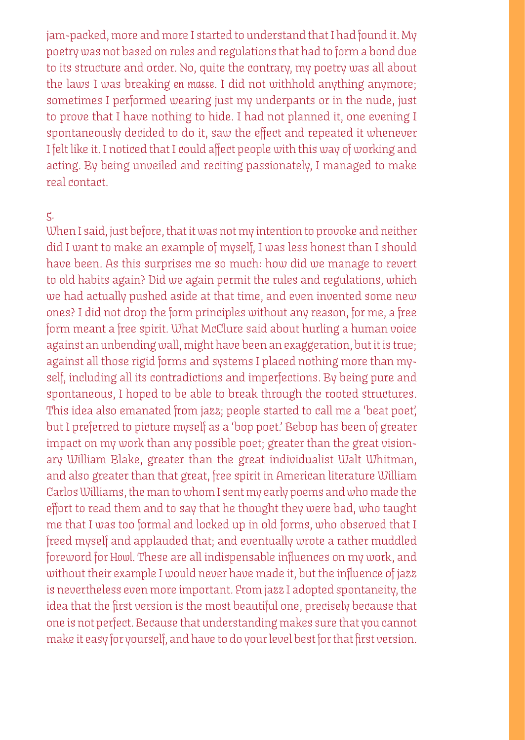jam-packed, more and more I started to understand that I had found it. My poetry was not based on rules and regulations that had to form a bond due to its structure and order. No, quite the contrary, my poetry was all about the laws I was breaking *en masse*. I did not withhold anything anymore; sometimes I performed wearing just my underpants or in the nude, just to prove that I have nothing to hide. I had not planned it, one evening I spontaneously decided to do it, saw the effect and repeated it whenever I felt like it. I noticed that I could affect people with this way of working and acting. By being unveiled and reciting passionately, I managed to make real contact.

5.

When I said, just before, that it was not my intention to provoke and neither did I want to make an example of myself, I was less honest than I should have been. As this surprises me so much: how did we manage to revert to old habits again? Did we again permit the rules and regulations, which we had actually pushed aside at that time, and even invented some new ones? I did not drop the form principles without any reason, for me, a free form meant a free spirit. What McClure said about hurling a human voice against an unbending wall, might have been an exaggeration, but it is true; against all those rigid forms and systems I placed nothing more than myself, including all its contradictions and imperfections. By being pure and spontaneous, I hoped to be able to break through the rooted structures. This idea also emanated from jazz; people started to call me a 'beat poet', but I preferred to picture myself as a 'bop poet.' Bebop has been of greater impact on my work than any possible poet; greater than the great visionary William Blake, greater than the great individualist Walt Whitman, and also greater than that great, free spirit in American literature William Carlos Williams, the man to whom I sent my early poems and who made the effort to read them and to say that he thought they were bad, who taught me that I was too formal and locked up in old forms, who observed that I freed myself and applauded that; and eventually wrote a rather muddled foreword for Howl. These are all indispensable influences on my work, and without their example I would never have made it, but the influence of jazz is nevertheless even more important. From jazz I adopted spontaneity, the idea that the first version is the most beautiful one, precisely because that one is not perfect. Because that understanding makes sure that you cannot make it easy for yourself, and have to do your level best for that first version.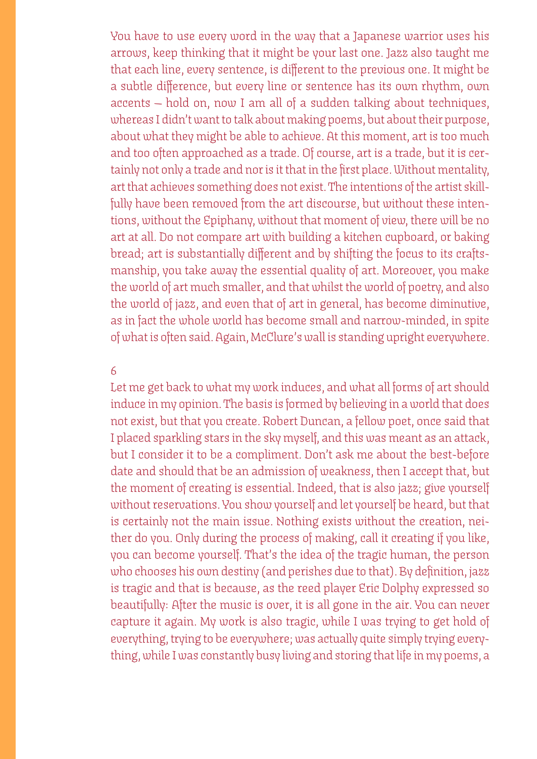You have to use every word in the way that a Japanese warrior uses his arrows, keep thinking that it might be your last one. Jazz also taught me that each line, every sentence, is different to the previous one. It might be a subtle difference, but every line or sentence has its own rhythm, own accents – hold on, now I am all of a sudden talking about techniques, whereas I didn't want to talk about making poems, but about their purpose, about what they might be able to achieve. At this moment, art is too much and too often approached as a trade. Of course, art is a trade, but it is certainly not only a trade and nor is it that in the first place. Without mentality, art that achieves something does not exist. The intentions of the artist skillfully have been removed from the art discourse, but without these intentions, without the Epiphany, without that moment of view, there will be no art at all. Do not compare art with building a kitchen cupboard, or baking bread; art is substantially different and by shifting the focus to its craftsmanship, you take away the essential quality of art. Moreover, you make the world of art much smaller, and that whilst the world of poetry, and also the world of jazz, and even that of art in general, has become diminutive, as in fact the whole world has become small and narrow-minded, in spite of what is often said. Again, McClure's wall is standing upright everywhere.

6

Let me get back to what my work induces, and what all forms of art should induce in my opinion. The basis is formed by believing in a world that does not exist, but that you create. Robert Duncan, a fellow poet, once said that I placed sparkling stars in the sky myself, and this was meant as an attack, but I consider it to be a compliment. Don't ask me about the best-before date and should that be an admission of weakness, then I accept that, but the moment of creating is essential. Indeed, that is also jazz; give yourself without reservations. You show yourself and let yourself be heard, but that is certainly not the main issue. Nothing exists without the creation, neither do you. Only during the process of making, call it creating if you like, you can become yourself. That's the idea of the tragic human, the person who chooses his own destiny (and perishes due to that). By definition, jazz is tragic and that is because, as the reed player Eric Dolphy expressed so beautifully: After the music is over, it is all gone in the air. You can never capture it again. My work is also tragic, while I was trying to get hold of everything, trying to be everywhere; was actually quite simply trying everything, while I was constantly busy living and storing that life in my poems, a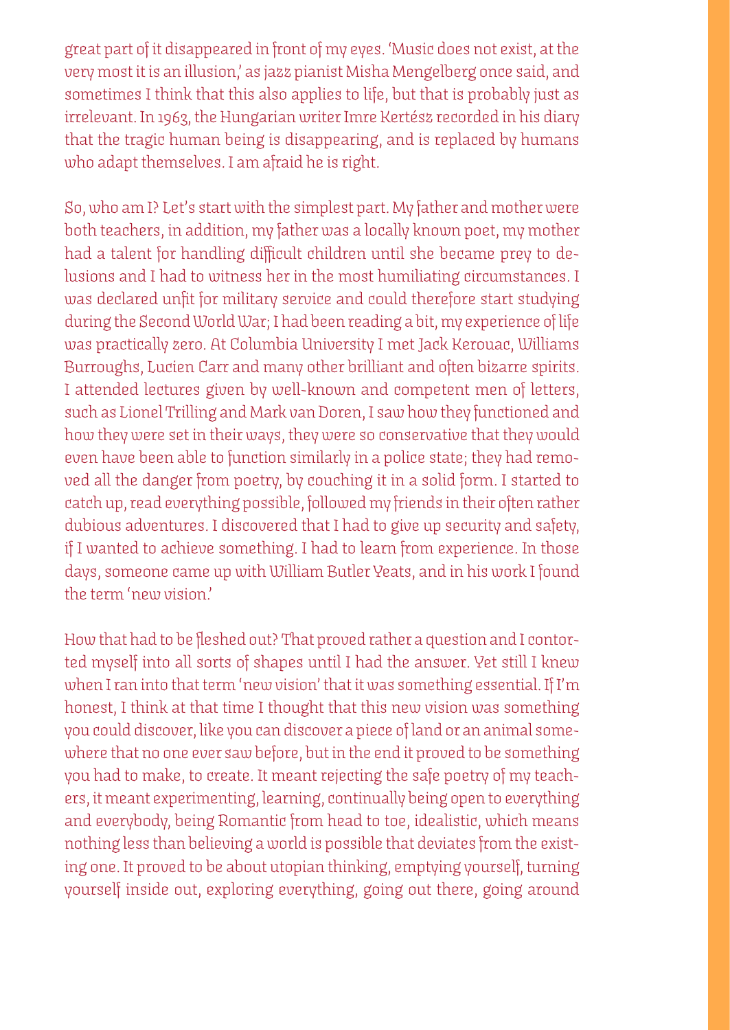great part of it disappeared in front of my eyes. 'Music does not exist, at the very most it is an illusion,' as jazz pianist Misha Mengelberg once said, and sometimes I think that this also applies to life, but that is probably just as irrelevant. In 1963, the Hungarian writer Imre Kertész recorded in his diary that the tragic human being is disappearing, and is replaced by humans who adapt themselves. I am afraid he is right.

So, who am I? Let's start with the simplest part. My father and mother were both teachers, in addition, my father was a locally known poet, my mother had a talent for handling difficult children until she became prey to delusions and I had to witness her in the most humiliating circumstances. I was declared unfit for military service and could therefore start studying during the Second World War; I had been reading a bit, my experience of life was practically zero. At Columbia University I met Jack Kerouac, Williams Burroughs, Lucien Carr and many other brilliant and often bizarre spirits. I attended lectures given by well-known and competent men of letters, such as Lionel Trilling and Mark van Doren, I saw how they functioned and how they were set in their ways, they were so conservative that they would even have been able to function similarly in a police state; they had removed all the danger from poetry, by couching it in a solid form. I started to catch up, read everything possible, followed my friends in their often rather dubious adventures. I discovered that I had to give up security and safety, if I wanted to achieve something. I had to learn from experience. In those days, someone came up with William Butler Yeats, and in his work I found the term 'new vision.'

How that had to be fleshed out? That proved rather a question and I contorted myself into all sorts of shapes until I had the answer. Yet still I knew when I ran into that term 'new vision' that it was something essential. If I'm honest, I think at that time I thought that this new vision was something you could discover, like you can discover a piece of land or an animal somewhere that no one ever saw before, but in the end it proved to be something you had to make, to create. It meant rejecting the safe poetry of my teachers, it meant experimenting, learning, continually being open to everything and everybody, being Romantic from head to toe, idealistic, which means nothing less than believing a world is possible that deviates from the existing one. It proved to be about utopian thinking, emptying yourself, turning yourself inside out, exploring everything, going out there, going around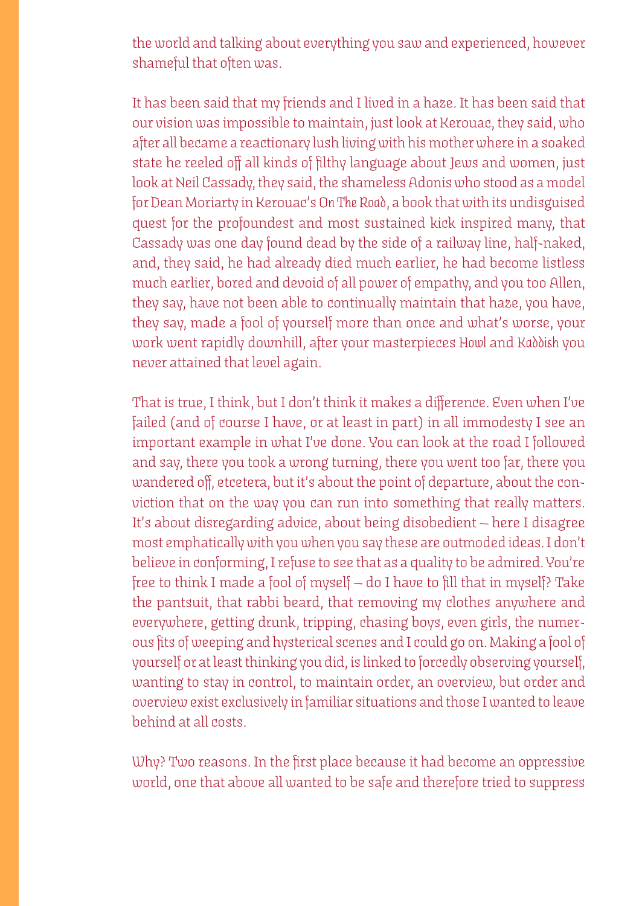the world and talking about everything you saw and experienced, however shameful that often was.

It has been said that my friends and I lived in a haze. It has been said that our vision was impossible to maintain, just look at Kerouac, they said, who after all became a reactionary lush living with his mother where in a soaked state he reeled off all kinds of filthy language about Jews and women, just look at Neil Cassady, they said, the shameless Adonis who stood as a model for Dean Moriarty in Kerouac's *On The Road*, a book that with its undisguised quest for the profoundest and most sustained kick inspired many, that Cassady was one day found dead by the side of a railway line, half-naked, and, they said, he had already died much earlier, he had become listless much earlier, bored and devoid of all power of empathy, and you too Allen, they say, have not been able to continually maintain that haze, you have, they say, made a fool of yourself more than once and what's worse, your work went rapidly downhill, after your masterpieces *Howl* and *Kaddish* you never attained that level again.

That is true, I think, but I don't think it makes a difference. Even when I've failed (and of course I have, or at least in part) in all immodesty I see an important example in what I've done. You can look at the road I followed and say, there you took a wrong turning, there you went too far, there you wandered off, etcetera, but it's about the point of departure, about the conviction that on the way you can run into something that really matters. It's about disregarding advice, about being disobedient – here I disagree most emphatically with you when you say these are outmoded ideas. I don't believe in conforming, I refuse to see that as a quality to be admired. You're free to think I made a fool of myself – do I have to fill that in myself? Take the pantsuit, that rabbi beard, that removing my clothes anywhere and everywhere, getting drunk, tripping, chasing boys, even girls, the numerous fits of weeping and hysterical scenes and I could go on. Making a fool of yourself or at least thinking you did, is linked to forcedly observing yourself, wanting to stay in control, to maintain order, an overview, but order and overview exist exclusively in familiar situations and those I wanted to leave behind at all costs.

Why? Two reasons. In the first place because it had become an oppressive world, one that above all wanted to be safe and therefore tried to suppress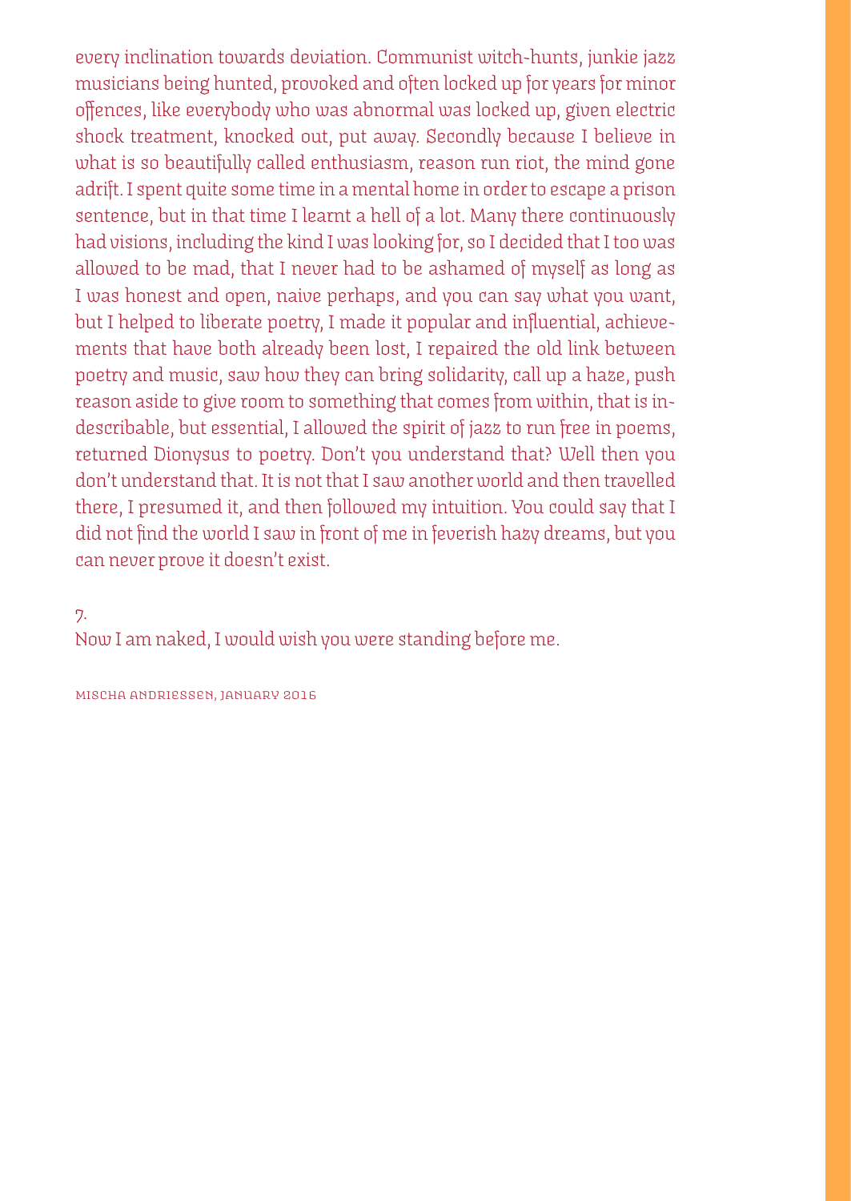every inclination towards deviation. Communist witch-hunts, junkie jazz musicians being hunted, provoked and often locked up for years for minor offences, like everybody who was abnormal was locked up, given electric shock treatment, knocked out, put away. Secondly because I believe in what is so beautifully called enthusiasm, reason run riot, the mind gone adrift. I spent quite some time in a mental home in order to escape a prison sentence, but in that time I learnt a hell of a lot. Many there continuously had visions, including the kind I was looking for, so I decided that I too was allowed to be mad, that I never had to be ashamed of myself as long as I was honest and open, naive perhaps, and you can say what you want, but I helped to liberate poetry, I made it popular and influential, achievements that have both already been lost, I repaired the old link between poetry and music, saw how they can bring solidarity, call up a haze, push reason aside to give room to something that comes from within, that is indescribable, but essential, I allowed the spirit of jazz to run free in poems, returned Dionysus to poetry. Don't you understand that? Well then you don't understand that. It is not that I saw another world and then travelled there, I presumed it, and then followed my intuition. You could say that I did not find the world I saw in front of me in feverish hazy dreams, but you can never prove it doesn't exist.

7.
Now I am naked, I would wish you were standing before me.

MISCHA ANDRIESSEN, JANUARY 2016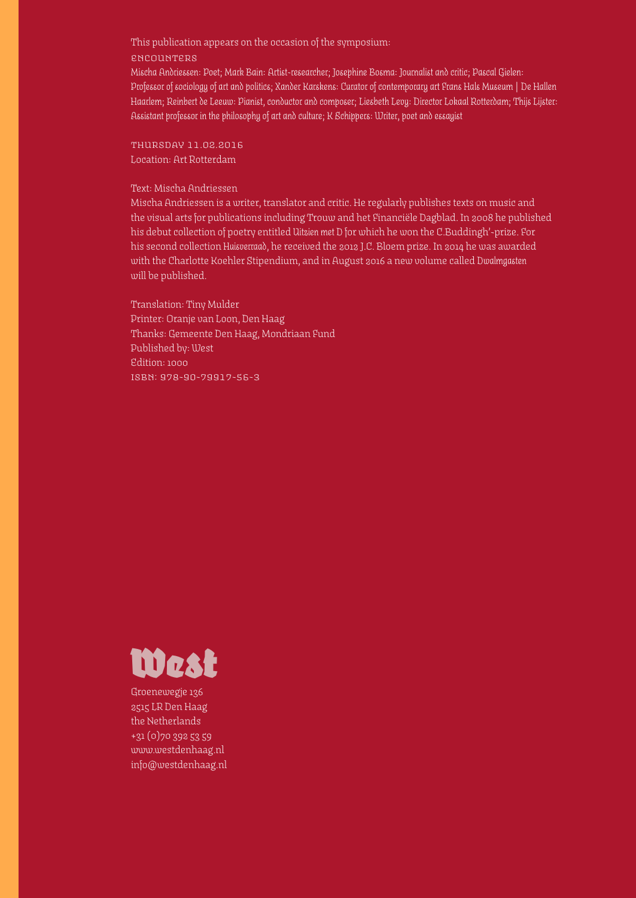This publication appears on the occasion of the symposium:

ENCOUNTERS

*Mischa Andriessen: Poet; Mark Bain: Artist-researcher; Josephine Bosma: Journalist and critic; Pascal Gielen: Professor of sociology of art and politics; Xander Karskens: Curator of contemporary art Frans Hals Museum | De Hallen Haarlem; Reinbert de Leeuw: Pianist, conductor and composer; Liesbeth Levy: Director Lokaal Rotterdam; Thijs Lijster: Assistant professor in the philosophy of art and culture; K Schippers: Writer, poet and essayist*

THURSDAY 11.02.2016
Location: Art Rotterdam

Text: Mischa Andriessen
Mischa Andriessen is a writer, translator and critic. He regularly publishes texts on music and the visual arts for publications including Trouw and het Financiële Dagblad. In 2008 he published his debut collection of poetry entitled *Uitzien met D* for which he won the C.Buddingh'-prize. For his second collection *Huisverraad*, he received the 2012 J.C. Bloem prize. In 2014 he was awarded with the Charlotte Koehler Stipendium, and in August 2016 a new volume called *Dwalmgasten* will be published.

Translation: Tiny Mulder
Printer: Oranje van Loon, Den Haag
Thanks: Gemeente Den Haag, Mondriaan Fund
Published by: West
Edition: 1000
ISBN: 978-90-79917-56-3

West

Groenewegje 136
2515 LR Den Haag
the Netherlands
+31 (0)70 392 53 59
www.westdenhaag.nl
info@westdenhaag.nl